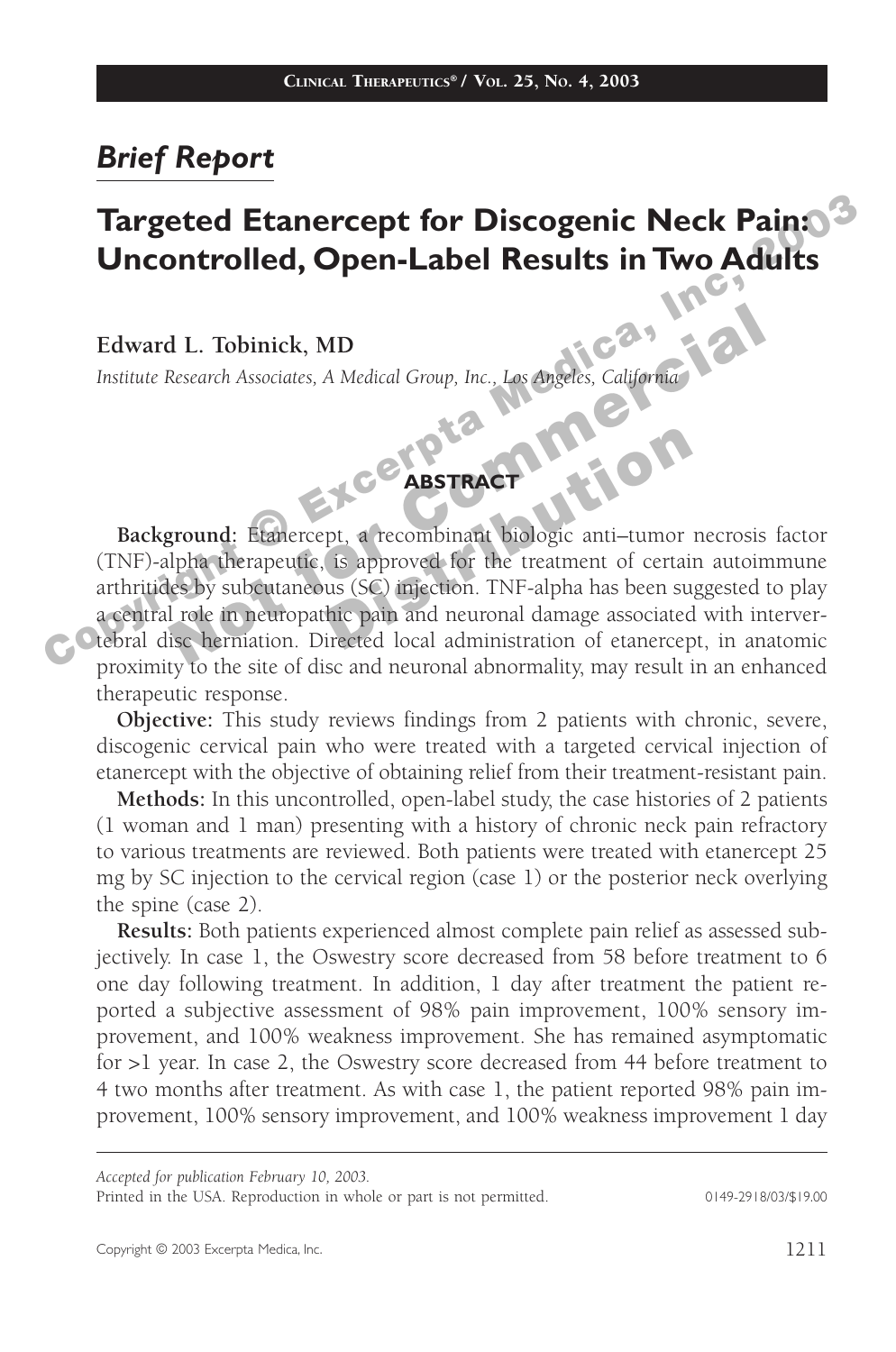*Brief Report*

# Targeted Etanercept for Discogenic Neck Pain: Uncontrolled, Open-Label Results in Two Adults

**Edward L. Tobinick, MD**

*Institute Research Associates, A Medical Group, Inc., Los Angeles, California*

## ABSTRACT

**Background:** Etanercept, a recombinant biologic anti–tumor necrosis factor (TNF)-alpha therapeutic, is approved for the treatment of certain autoimmune arthritides by subcutaneous (SC) injection. TNF-alpha has been suggested to play a central role in neuropathic pain and neuronal damage associated with intervertebral disc herniation. Directed local administration of etanercept, in anatomic proximity to the site of disc and neuronal abnormality, may result in an enhanced therapeutic response.

**Objective:** This study reviews findings from 2 patients with chronic, severe, discogenic cervical pain who were treated with a targeted cervical injection of etanercept with the objective of obtaining relief from their treatment-resistant pain.

**Methods:** In this uncontrolled, open-label study, the case histories of 2 patients (1 woman and 1 man) presenting with a history of chronic neck pain refractory to various treatments are reviewed. Both patients were treated with etanercept 25 mg by SC injection to the cervical region (case 1) or the posterior neck overlying the spine (case 2).

**Results:** Both patients experienced almost complete pain relief as assessed subjectively. In case 1, the Oswestry score decreased from 58 before treatment to 6 one day following treatment. In addition, 1 day after treatment the patient reported a subjective assessment of 98% pain improvement, 100% sensory improvement, and 100% weakness improvement. She has remained asymptomatic for >1 year. In case 2, the Oswestry score decreased from 44 before treatment to 4 two months after treatment. As with case 1, the patient reported 98% pain improvement, 100% sensory improvement, and 100% weakness improvement 1 day

*Accepted for publication February 10, 2003.*
Printed in the USA. Reproduction in whole or part is not permitted. 0149-2918/03/$19.00

Copyright © 2003 Excerpta Medica, Inc.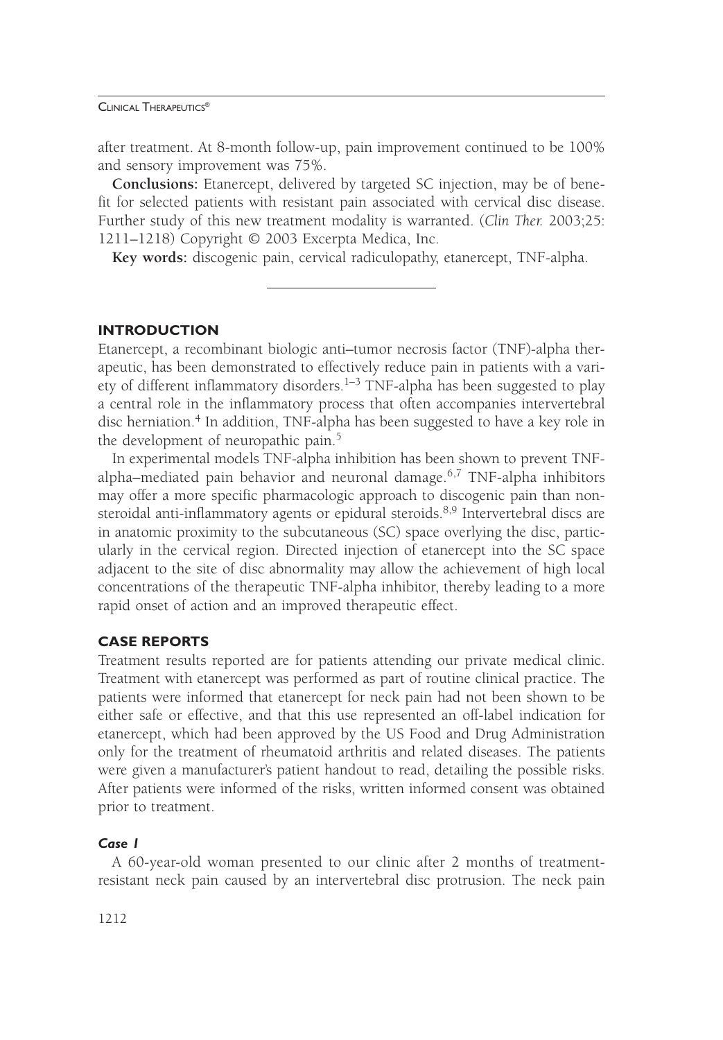after treatment. At 8-month follow-up, pain improvement continued to be 100% and sensory improvement was 75%.

**Conclusions:** Etanercept, delivered by targeted SC injection, may be of benefit for selected patients with resistant pain associated with cervical disc disease. Further study of this new treatment modality is warranted. (*Clin Ther.* 2003;25: 1211–1218) Copyright © 2003 Excerpta Medica, Inc.

**Key words:** discogenic pain, cervical radiculopathy, etanercept, TNF-alpha.

---

## INTRODUCTION

Etanercept, a recombinant biologic anti–tumor necrosis factor (TNF)-alpha therapeutic, has been demonstrated to effectively reduce pain in patients with a variety of different inflammatory disorders.[1–3] TNF-alpha has been suggested to play a central role in the inflammatory process that often accompanies intervertebral disc herniation.[4] In addition, TNF-alpha has been suggested to have a key role in the development of neuropathic pain.[5]

In experimental models TNF-alpha inhibition has been shown to prevent TNF-alpha–mediated pain behavior and neuronal damage.[6,7] TNF-alpha inhibitors may offer a more specific pharmacologic approach to discogenic pain than nonsteroidal anti-inflammatory agents or epidural steroids.[8,9] Intervertebral discs are in anatomic proximity to the subcutaneous (SC) space overlying the disc, particularly in the cervical region. Directed injection of etanercept into the SC space adjacent to the site of disc abnormality may allow the achievement of high local concentrations of the therapeutic TNF-alpha inhibitor, thereby leading to a more rapid onset of action and an improved therapeutic effect.

## CASE REPORTS

Treatment results reported are for patients attending our private medical clinic. Treatment with etanercept was performed as part of routine clinical practice. The patients were informed that etanercept for neck pain had not been shown to be either safe or effective, and that this use represented an off-label indication for etanercept, which had been approved by the US Food and Drug Administration only for the treatment of rheumatoid arthritis and related diseases. The patients were given a manufacturer's patient handout to read, detailing the possible risks. After patients were informed of the risks, written informed consent was obtained prior to treatment.

### *Case 1*

A 60-year-old woman presented to our clinic after 2 months of treatment-resistant neck pain caused by an intervertebral disc protrusion. The neck pain